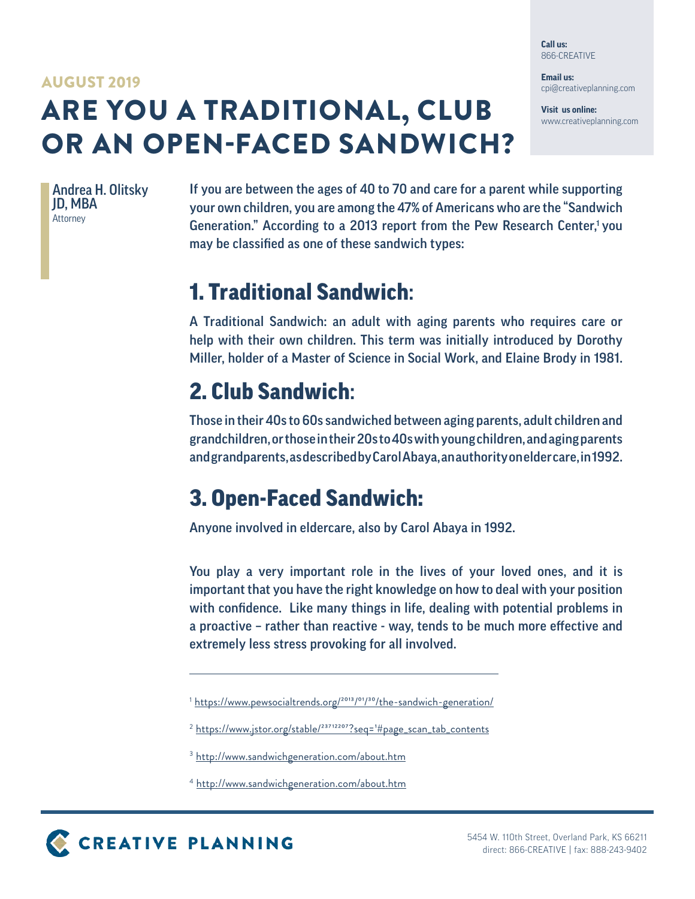AUGUST 2019

# ARE YOU A TRADITIONAL, CLUB OR AN OPEN-FACED SANDWICH?

**Call us:**
866-CREATIVE

**Email us:**
cpi@creativeplanning.com

**Visit us online:**
www.creativeplanning.com

Andrea H. Olitsky
JD, MBA
Attorney

**If you are between the ages of 40 to 70 and care for a parent while supporting your own children, you are among the 47% of Americans who are the "Sandwich Generation." According to a 2013 report from the Pew Research Center,[1] you may be classified as one of these sandwich types:**

## 1. Traditional Sandwich:

**A Traditional Sandwich: an adult with aging parents who requires care or help with their own children. This term was initially introduced by Dorothy Miller, holder of a Master of Science in Social Work, and Elaine Brody in 1981.**

## 2. Club Sandwich:

**Those in their 40s to 60s sandwiched between aging parents, adult children and grandchildren, or those in their 20s to 40s with young children, and aging parents and grandparents, as described by Carol Abaya, an authority on elder care, in 1992.**

## 3. Open-Faced Sandwich:

**Anyone involved in eldercare, also by Carol Abaya in 1992.**

**You play a very important role in the lives of your loved ones, and it is important that you have the right knowledge on how to deal with your position with confidence. Like many things in life, dealing with potential problems in a proactive – rather than reactive - way, tends to be much more effective and extremely less stress provoking for all involved.**

---

[1] https://www.pewsocialtrends.org/2013/01/30/the-sandwich-generation/

[2] https://www.jstor.org/stable/23712207?seq=1#page_scan_tab_contents

[3] http://www.sandwichgeneration.com/about.htm

[4] http://www.sandwichgeneration.com/about.htm

CREATIVE PLANNING

5454 W. 110th Street, Overland Park, KS 66211
direct: 866-CREATIVE | fax: 888-243-9402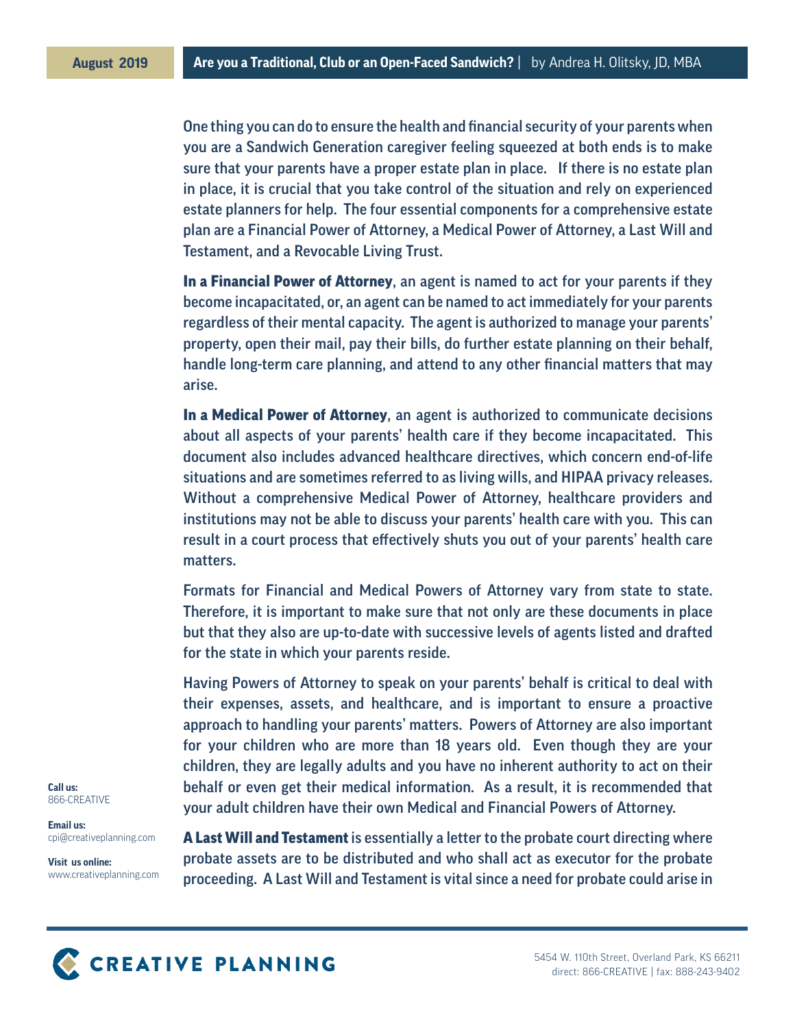One thing you can do to ensure the health and financial security of your parents when you are a Sandwich Generation caregiver feeling squeezed at both ends is to make sure that your parents have a proper estate plan in place. If there is no estate plan in place, it is crucial that you take control of the situation and rely on experienced estate planners for help. The four essential components for a comprehensive estate plan are a Financial Power of Attorney, a Medical Power of Attorney, a Last Will and Testament, and a Revocable Living Trust.

**In a Financial Power of Attorney**, an agent is named to act for your parents if they become incapacitated, or, an agent can be named to act immediately for your parents regardless of their mental capacity. The agent is authorized to manage your parents' property, open their mail, pay their bills, do further estate planning on their behalf, handle long-term care planning, and attend to any other financial matters that may arise.

**In a Medical Power of Attorney**, an agent is authorized to communicate decisions about all aspects of your parents' health care if they become incapacitated. This document also includes advanced healthcare directives, which concern end-of-life situations and are sometimes referred to as living wills, and HIPAA privacy releases. Without a comprehensive Medical Power of Attorney, healthcare providers and institutions may not be able to discuss your parents' health care with you. This can result in a court process that effectively shuts you out of your parents' health care matters.

Formats for Financial and Medical Powers of Attorney vary from state to state. Therefore, it is important to make sure that not only are these documents in place but that they also are up-to-date with successive levels of agents listed and drafted for the state in which your parents reside.

Having Powers of Attorney to speak on your parents' behalf is critical to deal with their expenses, assets, and healthcare, and is important to ensure a proactive approach to handling your parents' matters. Powers of Attorney are also important for your children who are more than 18 years old. Even though they are your children, they are legally adults and you have no inherent authority to act on their behalf or even get their medical information. As a result, it is recommended that your adult children have their own Medical and Financial Powers of Attorney.

**A Last Will and Testament** is essentially a letter to the probate court directing where probate assets are to be distributed and who shall act as executor for the probate proceeding. A Last Will and Testament is vital since a need for probate could arise in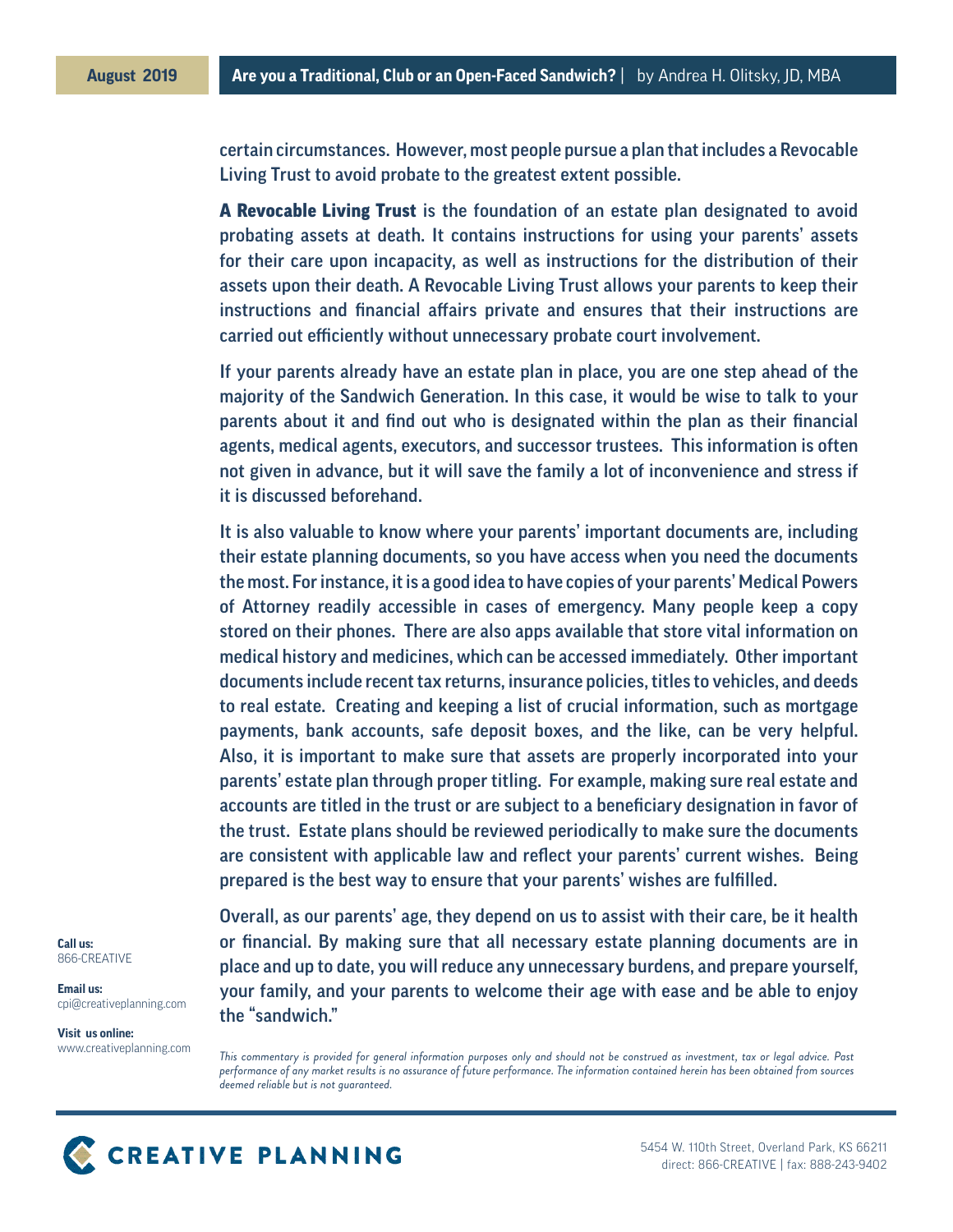certain circumstances. However, most people pursue a plan that includes a Revocable Living Trust to avoid probate to the greatest extent possible.

**A Revocable Living Trust** is the foundation of an estate plan designated to avoid probating assets at death. It contains instructions for using your parents' assets for their care upon incapacity, as well as instructions for the distribution of their assets upon their death. A Revocable Living Trust allows your parents to keep their instructions and financial affairs private and ensures that their instructions are carried out efficiently without unnecessary probate court involvement.

If your parents already have an estate plan in place, you are one step ahead of the majority of the Sandwich Generation. In this case, it would be wise to talk to your parents about it and find out who is designated within the plan as their financial agents, medical agents, executors, and successor trustees. This information is often not given in advance, but it will save the family a lot of inconvenience and stress if it is discussed beforehand.

It is also valuable to know where your parents' important documents are, including their estate planning documents, so you have access when you need the documents the most. For instance, it is a good idea to have copies of your parents' Medical Powers of Attorney readily accessible in cases of emergency. Many people keep a copy stored on their phones. There are also apps available that store vital information on medical history and medicines, which can be accessed immediately. Other important documents include recent tax returns, insurance policies, titles to vehicles, and deeds to real estate. Creating and keeping a list of crucial information, such as mortgage payments, bank accounts, safe deposit boxes, and the like, can be very helpful. Also, it is important to make sure that assets are properly incorporated into your parents' estate plan through proper titling. For example, making sure real estate and accounts are titled in the trust or are subject to a beneficiary designation in favor of the trust. Estate plans should be reviewed periodically to make sure the documents are consistent with applicable law and reflect your parents' current wishes. Being prepared is the best way to ensure that your parents' wishes are fulfilled.

Overall, as our parents' age, they depend on us to assist with their care, be it health or financial. By making sure that all necessary estate planning documents are in place and up to date, you will reduce any unnecessary burdens, and prepare yourself, your family, and your parents to welcome their age with ease and be able to enjoy the "sandwich."

**Call us:**
866-CREATIVE

**Email us:**
cpi@creativeplanning.com

**Visit us online:**
www.creativeplanning.com

*This commentary is provided for general information purposes only and should not be construed as investment, tax or legal advice. Past performance of any market results is no assurance of future performance. The information contained herein has been obtained from sources deemed reliable but is not guaranteed.*

CREATIVE PLANNING

5454 W. 110th Street, Overland Park, KS 66211
direct: 866-CREATIVE | fax: 888-243-9402